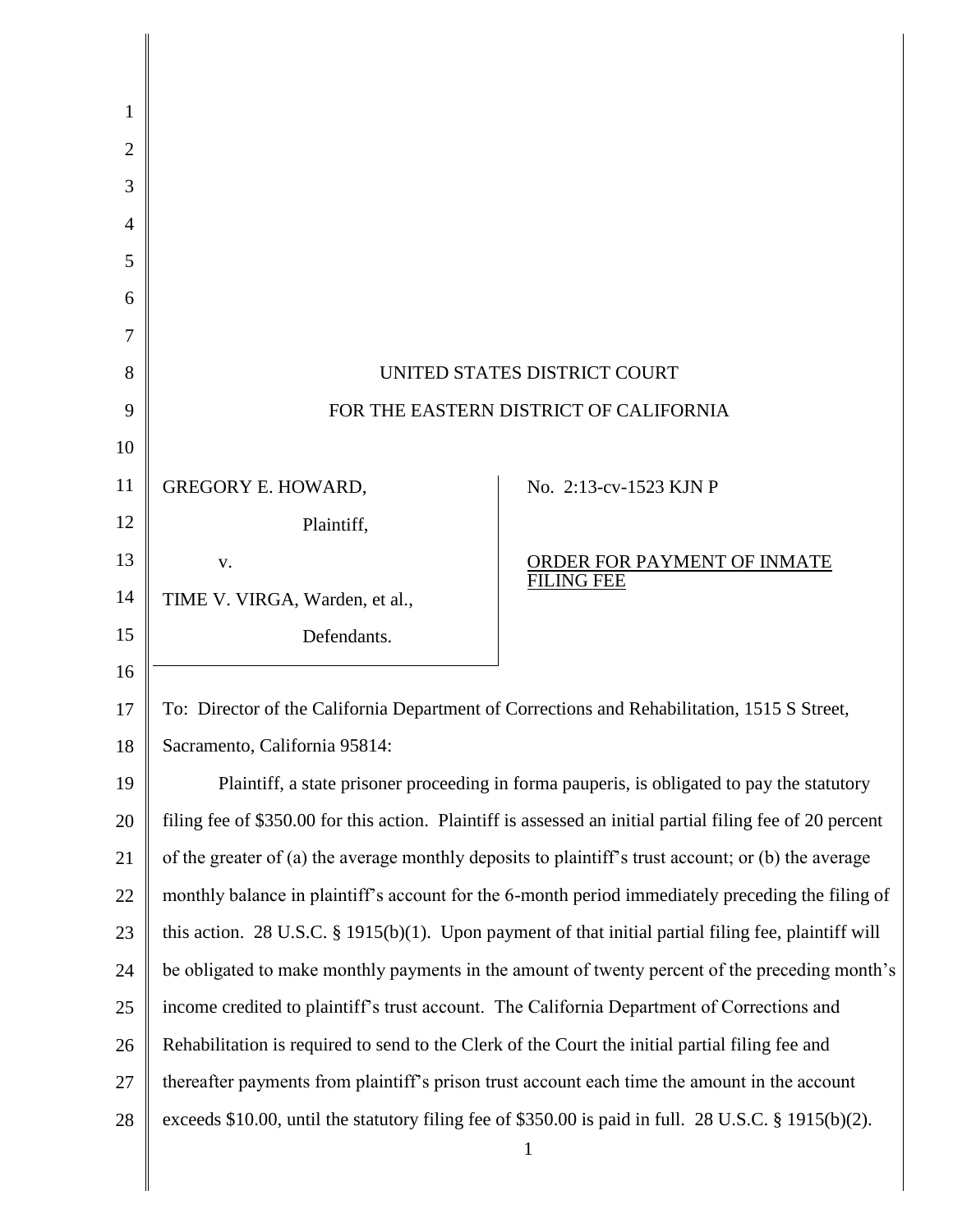UNITED STATES DISTRICT COURT

FOR THE EASTERN DISTRICT OF CALIFORNIA

| | |
|---|---|
| GREGORY E. HOWARD,<br><br>Plaintiff,<br><br>v.<br><br>TIME V. VIRGA, Warden, et al.,<br><br>Defendants. | No. 2:13-cv-1523 KJN P<br><br><u>ORDER FOR PAYMENT OF INMATE FILING FEE</u> |

To: Director of the California Department of Corrections and Rehabilitation, 1515 S Street, Sacramento, California 95814:

Plaintiff, a state prisoner proceeding in forma pauperis, is obligated to pay the statutory filing fee of $350.00 for this action. Plaintiff is assessed an initial partial filing fee of 20 percent of the greater of (a) the average monthly deposits to plaintiff's trust account; or (b) the average monthly balance in plaintiff's account for the 6-month period immediately preceding the filing of this action. 28 U.S.C. § 1915(b)(1). Upon payment of that initial partial filing fee, plaintiff will be obligated to make monthly payments in the amount of twenty percent of the preceding month's income credited to plaintiff's trust account. The California Department of Corrections and Rehabilitation is required to send to the Clerk of the Court the initial partial filing fee and thereafter payments from plaintiff's prison trust account each time the amount in the account exceeds $10.00, until the statutory filing fee of $350.00 is paid in full. 28 U.S.C. § 1915(b)(2).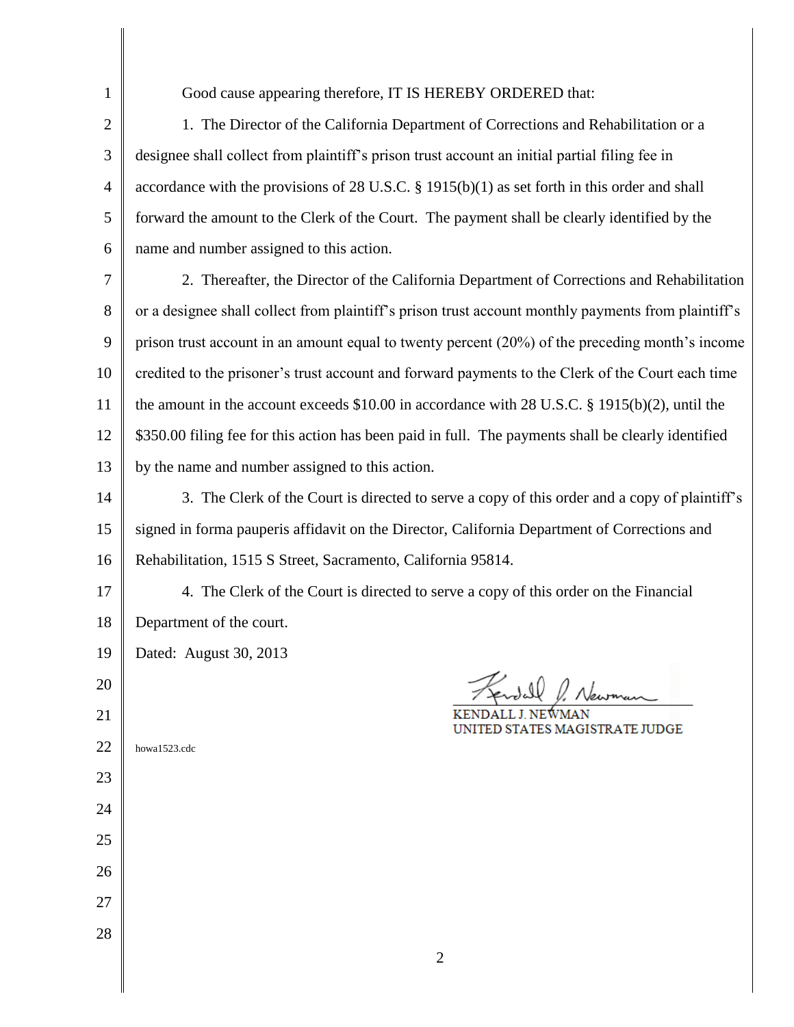Good cause appearing therefore, IT IS HEREBY ORDERED that:

1. The Director of the California Department of Corrections and Rehabilitation or a designee shall collect from plaintiff's prison trust account an initial partial filing fee in accordance with the provisions of 28 U.S.C. § 1915(b)(1) as set forth in this order and shall forward the amount to the Clerk of the Court. The payment shall be clearly identified by the name and number assigned to this action.

2. Thereafter, the Director of the California Department of Corrections and Rehabilitation or a designee shall collect from plaintiff's prison trust account monthly payments from plaintiff's prison trust account in an amount equal to twenty percent (20%) of the preceding month's income credited to the prisoner's trust account and forward payments to the Clerk of the Court each time the amount in the account exceeds $10.00 in accordance with 28 U.S.C. § 1915(b)(2), until the $350.00 filing fee for this action has been paid in full. The payments shall be clearly identified by the name and number assigned to this action.

3. The Clerk of the Court is directed to serve a copy of this order and a copy of plaintiff's signed in forma pauperis affidavit on the Director, California Department of Corrections and Rehabilitation, 1515 S Street, Sacramento, California 95814.

4. The Clerk of the Court is directed to serve a copy of this order on the Financial Department of the court.

Dated: August 30, 2013

KENDALL J. NEWMAN
UNITED STATES MAGISTRATE JUDGE

howa1523.cdc